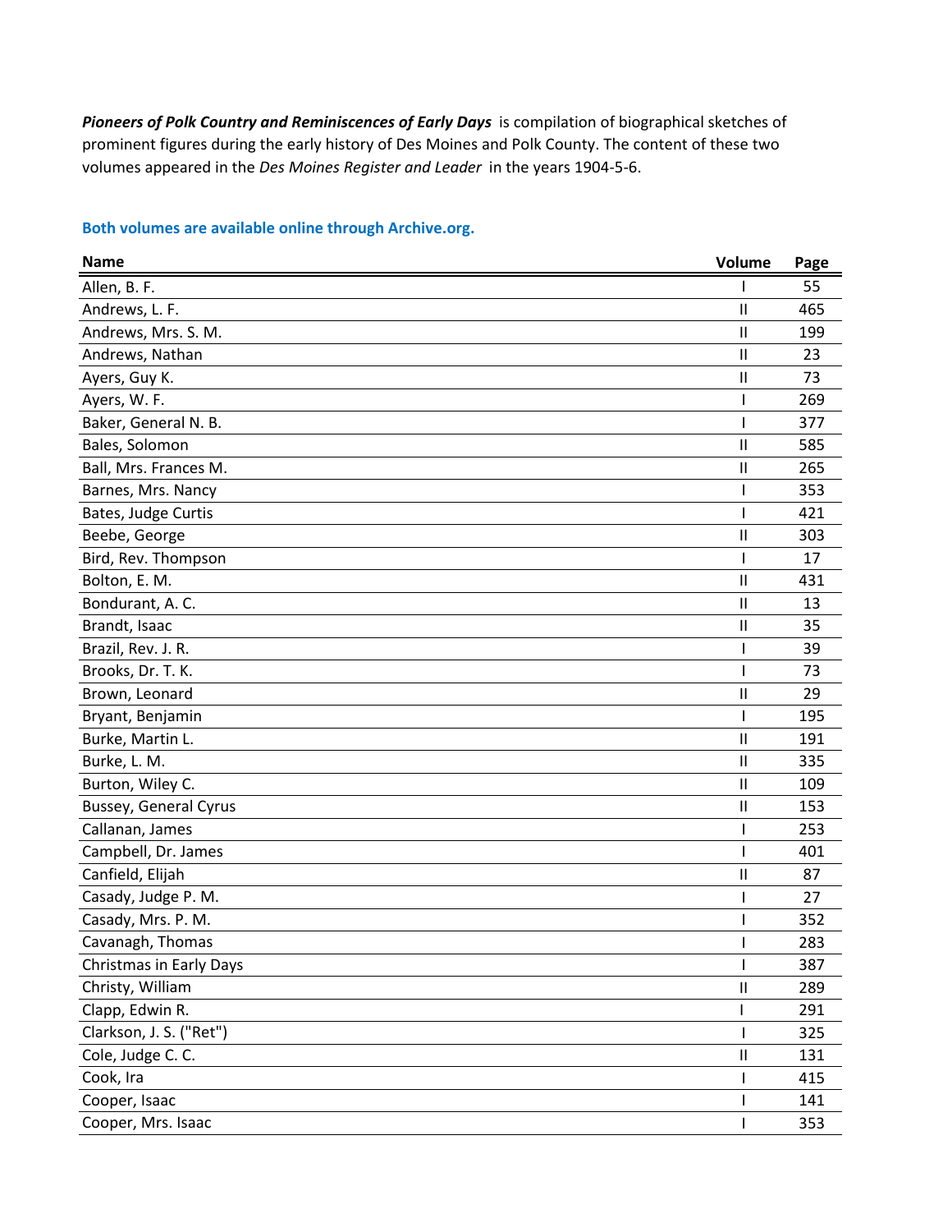***Pioneers of Polk Country and Reminiscences of Early Days*** is compilation of biographical sketches of prominent figures during the early history of Des Moines and Polk County. The content of these two volumes appeared in the *Des Moines Register and Leader* in the years 1904-5-6.

**Both volumes are available online through Archive.org.**

| Name | Volume | Page |
|---|---|---|
| Allen, B. F. | I | 55 |
| Andrews, L. F. | II | 465 |
| Andrews, Mrs. S. M. | II | 199 |
| Andrews, Nathan | II | 23 |
| Ayers, Guy K. | II | 73 |
| Ayers, W. F. | I | 269 |
| Baker, General N. B. | I | 377 |
| Bales, Solomon | II | 585 |
| Ball, Mrs. Frances M. | II | 265 |
| Barnes, Mrs. Nancy | I | 353 |
| Bates, Judge Curtis | I | 421 |
| Beebe, George | II | 303 |
| Bird, Rev. Thompson | I | 17 |
| Bolton, E. M. | II | 431 |
| Bondurant, A. C. | II | 13 |
| Brandt, Isaac | II | 35 |
| Brazil, Rev. J. R. | I | 39 |
| Brooks, Dr. T. K. | I | 73 |
| Brown, Leonard | II | 29 |
| Bryant, Benjamin | I | 195 |
| Burke, Martin L. | II | 191 |
| Burke, L. M. | II | 335 |
| Burton, Wiley C. | II | 109 |
| Bussey, General Cyrus | II | 153 |
| Callanan, James | I | 253 |
| Campbell, Dr. James | I | 401 |
| Canfield, Elijah | II | 87 |
| Casady, Judge P. M. | I | 27 |
| Casady, Mrs. P. M. | I | 352 |
| Cavanagh, Thomas | I | 283 |
| Christmas in Early Days | I | 387 |
| Christy, William | II | 289 |
| Clapp, Edwin R. | I | 291 |
| Clarkson, J. S. ("Ret") | I | 325 |
| Cole, Judge C. C. | II | 131 |
| Cook, Ira | I | 415 |
| Cooper, Isaac | I | 141 |
| Cooper, Mrs. Isaac | I | 353 |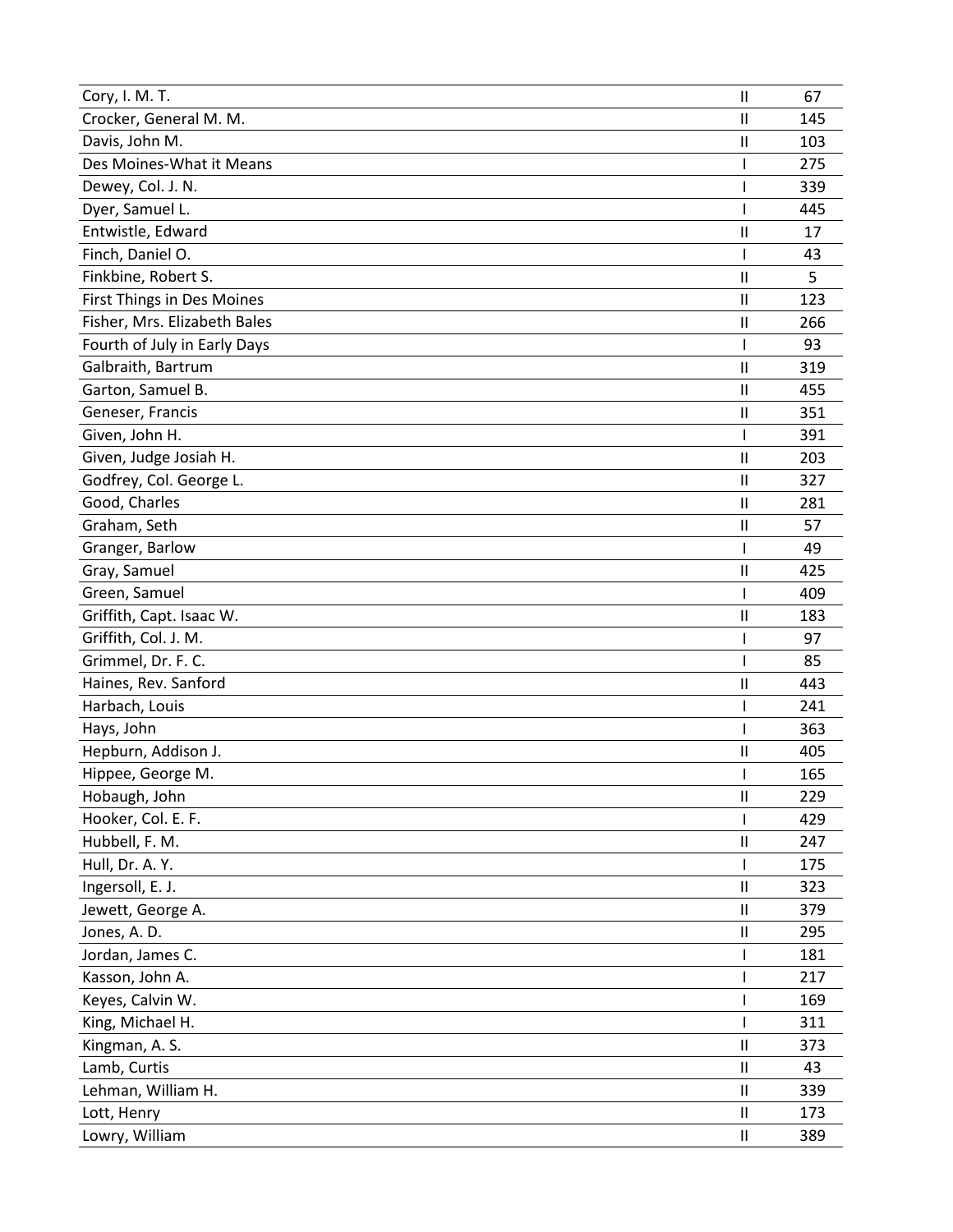| | | |
|---|---|---|
| Cory, I. M. T. | II | 67 |
| Crocker, General M. M. | II | 145 |
| Davis, John M. | II | 103 |
| Des Moines-What it Means | I | 275 |
| Dewey, Col. J. N. | I | 339 |
| Dyer, Samuel L. | I | 445 |
| Entwistle, Edward | II | 17 |
| Finch, Daniel O. | I | 43 |
| Finkbine, Robert S. | II | 5 |
| First Things in Des Moines | II | 123 |
| Fisher, Mrs. Elizabeth Bales | II | 266 |
| Fourth of July in Early Days | I | 93 |
| Galbraith, Bartrum | II | 319 |
| Garton, Samuel B. | II | 455 |
| Geneser, Francis | II | 351 |
| Given, John H. | I | 391 |
| Given, Judge Josiah H. | II | 203 |
| Godfrey, Col. George L. | II | 327 |
| Good, Charles | II | 281 |
| Graham, Seth | II | 57 |
| Granger, Barlow | I | 49 |
| Gray, Samuel | II | 425 |
| Green, Samuel | I | 409 |
| Griffith, Capt. Isaac W. | II | 183 |
| Griffith, Col. J. M. | I | 97 |
| Grimmel, Dr. F. C. | I | 85 |
| Haines, Rev. Sanford | II | 443 |
| Harbach, Louis | I | 241 |
| Hays, John | I | 363 |
| Hepburn, Addison J. | II | 405 |
| Hippee, George M. | I | 165 |
| Hobaugh, John | II | 229 |
| Hooker, Col. E. F. | I | 429 |
| Hubbell, F. M. | II | 247 |
| Hull, Dr. A. Y. | I | 175 |
| Ingersoll, E. J. | II | 323 |
| Jewett, George A. | II | 379 |
| Jones, A. D. | II | 295 |
| Jordan, James C. | I | 181 |
| Kasson, John A. | I | 217 |
| Keyes, Calvin W. | I | 169 |
| King, Michael H. | I | 311 |
| Kingman, A. S. | II | 373 |
| Lamb, Curtis | II | 43 |
| Lehman, William H. | II | 339 |
| Lott, Henry | II | 173 |
| Lowry, William | II | 389 |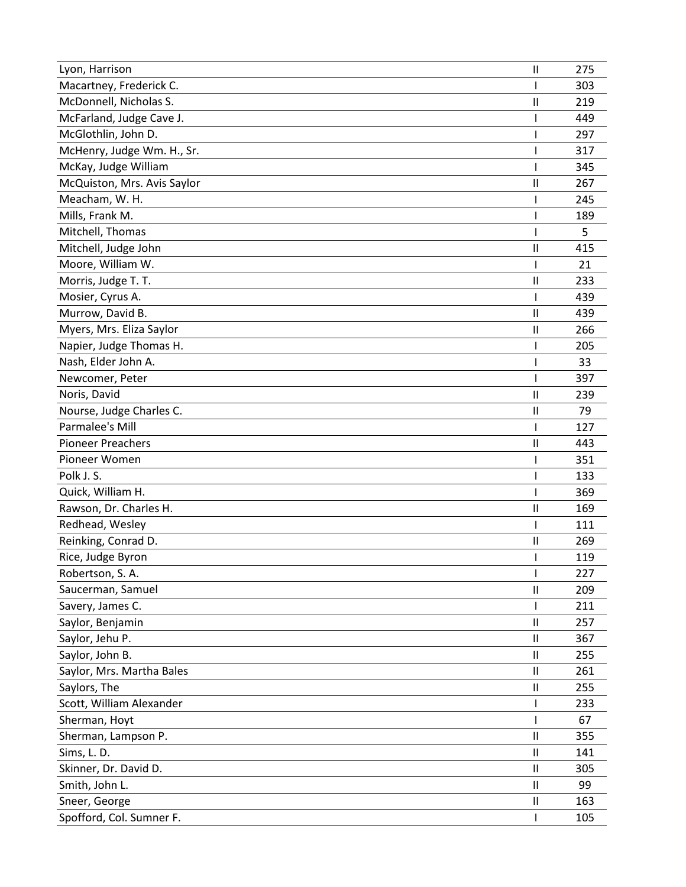| | | |
|---|---|---|
| Lyon, Harrison | II | 275 |
| Macartney, Frederick C. | I | 303 |
| McDonnell, Nicholas S. | II | 219 |
| McFarland, Judge Cave J. | I | 449 |
| McGlothlin, John D. | I | 297 |
| McHenry, Judge Wm. H., Sr. | I | 317 |
| McKay, Judge William | I | 345 |
| McQuiston, Mrs. Avis Saylor | II | 267 |
| Meacham, W. H. | I | 245 |
| Mills, Frank M. | I | 189 |
| Mitchell, Thomas | I | 5 |
| Mitchell, Judge John | II | 415 |
| Moore, William W. | I | 21 |
| Morris, Judge T. T. | II | 233 |
| Mosier, Cyrus A. | I | 439 |
| Murrow, David B. | II | 439 |
| Myers, Mrs. Eliza Saylor | II | 266 |
| Napier, Judge Thomas H. | I | 205 |
| Nash, Elder John A. | I | 33 |
| Newcomer, Peter | I | 397 |
| Noris, David | II | 239 |
| Nourse, Judge Charles C. | II | 79 |
| Parmalee's Mill | I | 127 |
| Pioneer Preachers | II | 443 |
| Pioneer Women | I | 351 |
| Polk J. S. | I | 133 |
| Quick, William H. | I | 369 |
| Rawson, Dr. Charles H. | II | 169 |
| Redhead, Wesley | I | 111 |
| Reinking, Conrad D. | II | 269 |
| Rice, Judge Byron | I | 119 |
| Robertson, S. A. | I | 227 |
| Saucerman, Samuel | II | 209 |
| Savery, James C. | I | 211 |
| Saylor, Benjamin | II | 257 |
| Saylor, Jehu P. | II | 367 |
| Saylor, John B. | II | 255 |
| Saylor, Mrs. Martha Bales | II | 261 |
| Saylors, The | II | 255 |
| Scott, William Alexander | I | 233 |
| Sherman, Hoyt | I | 67 |
| Sherman, Lampson P. | II | 355 |
| Sims, L. D. | II | 141 |
| Skinner, Dr. David D. | II | 305 |
| Smith, John L. | II | 99 |
| Sneer, George | II | 163 |
| Spofford, Col. Sumner F. | I | 105 |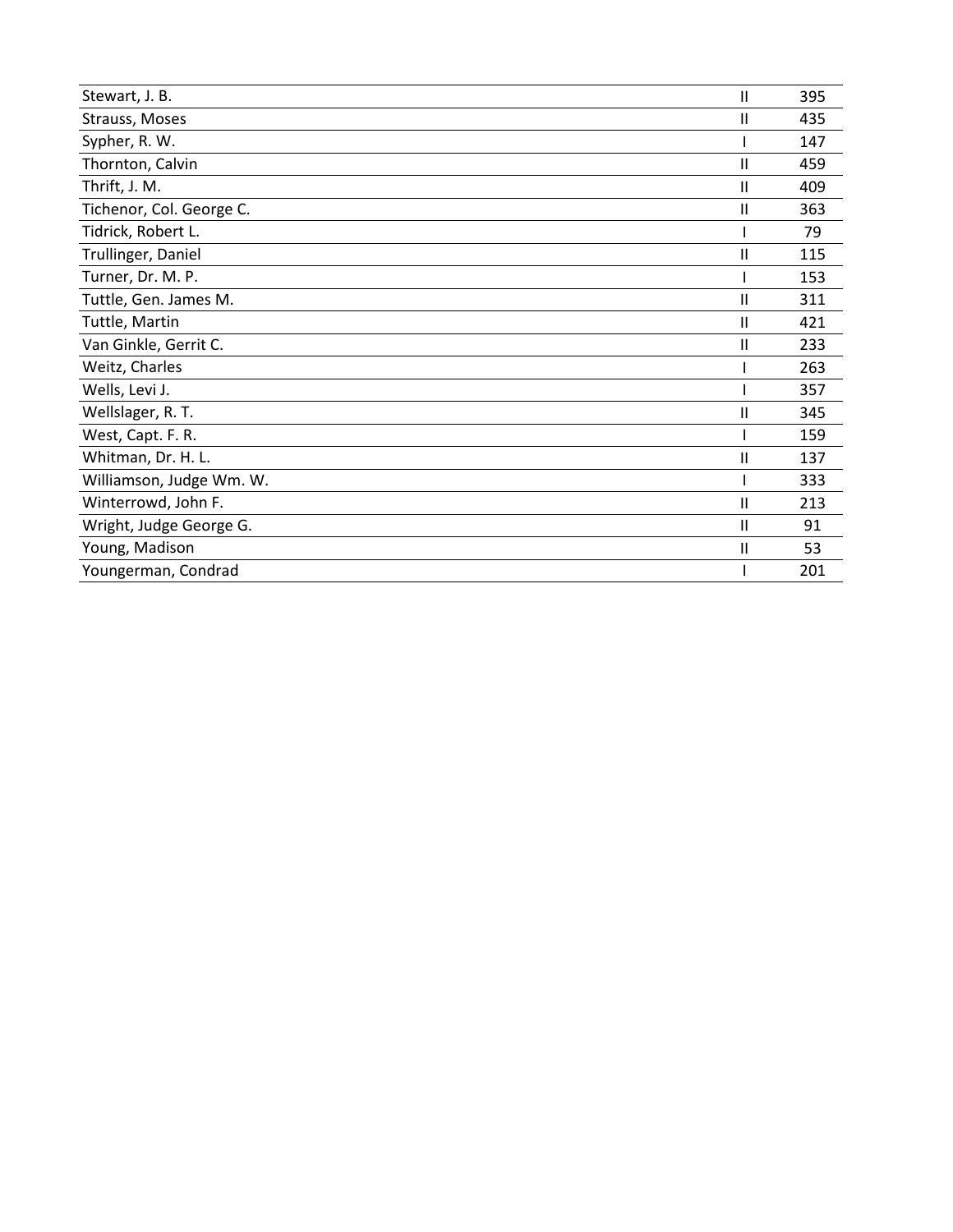| | | |
|---|---|---|
| Stewart, J. B. | II | 395 |
| Strauss, Moses | II | 435 |
| Sypher, R. W. | I | 147 |
| Thornton, Calvin | II | 459 |
| Thrift, J. M. | II | 409 |
| Tichenor, Col. George C. | II | 363 |
| Tidrick, Robert L. | I | 79 |
| Trullinger, Daniel | II | 115 |
| Turner, Dr. M. P. | I | 153 |
| Tuttle, Gen. James M. | II | 311 |
| Tuttle, Martin | II | 421 |
| Van Ginkle, Gerrit C. | II | 233 |
| Weitz, Charles | I | 263 |
| Wells, Levi J. | I | 357 |
| Wellslager, R. T. | II | 345 |
| West, Capt. F. R. | I | 159 |
| Whitman, Dr. H. L. | II | 137 |
| Williamson, Judge Wm. W. | I | 333 |
| Winterrowd, John F. | II | 213 |
| Wright, Judge George G. | II | 91 |
| Young, Madison | II | 53 |
| Youngerman, Condrad | I | 201 |